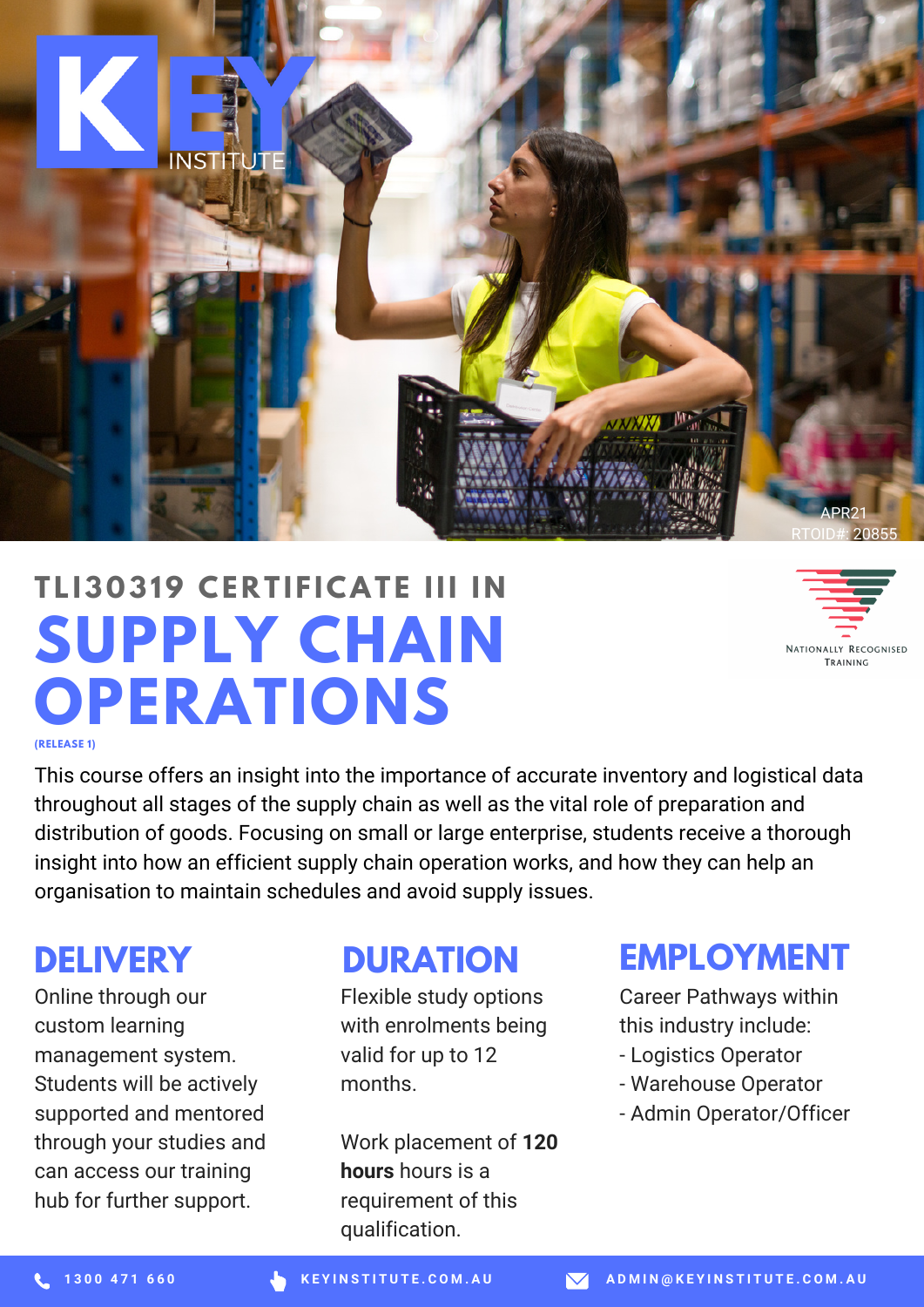KEY INSTITUTE

APR21
RTOID#: 20855

# TLI30319 CERTIFICATE III IN SUPPLY CHAIN OPERATIONS

**(RELEASE 1)**

Nationally Recognised Training

This course offers an insight into the importance of accurate inventory and logistical data throughout all stages of the supply chain as well as the vital role of preparation and distribution of goods. Focusing on small or large enterprise, students receive a thorough insight into how an efficient supply chain operation works, and how they can help an organisation to maintain schedules and avoid supply issues.

## DELIVERY

Online through our custom learning management system. Students will be actively supported and mentored through your studies and can access our training hub for further support.

## DURATION

Flexible study options with enrolments being valid for up to 12 months.

Work placement of **120 hours** hours is a requirement of this qualification.

## EMPLOYMENT

Career Pathways within this industry include:

- Logistics Operator
- Warehouse Operator
- Admin Operator/Officer

1300 471 660 | KEYINSTITUTE.COM.AU | ADMIN@KEYINSTITUTE.COM.AU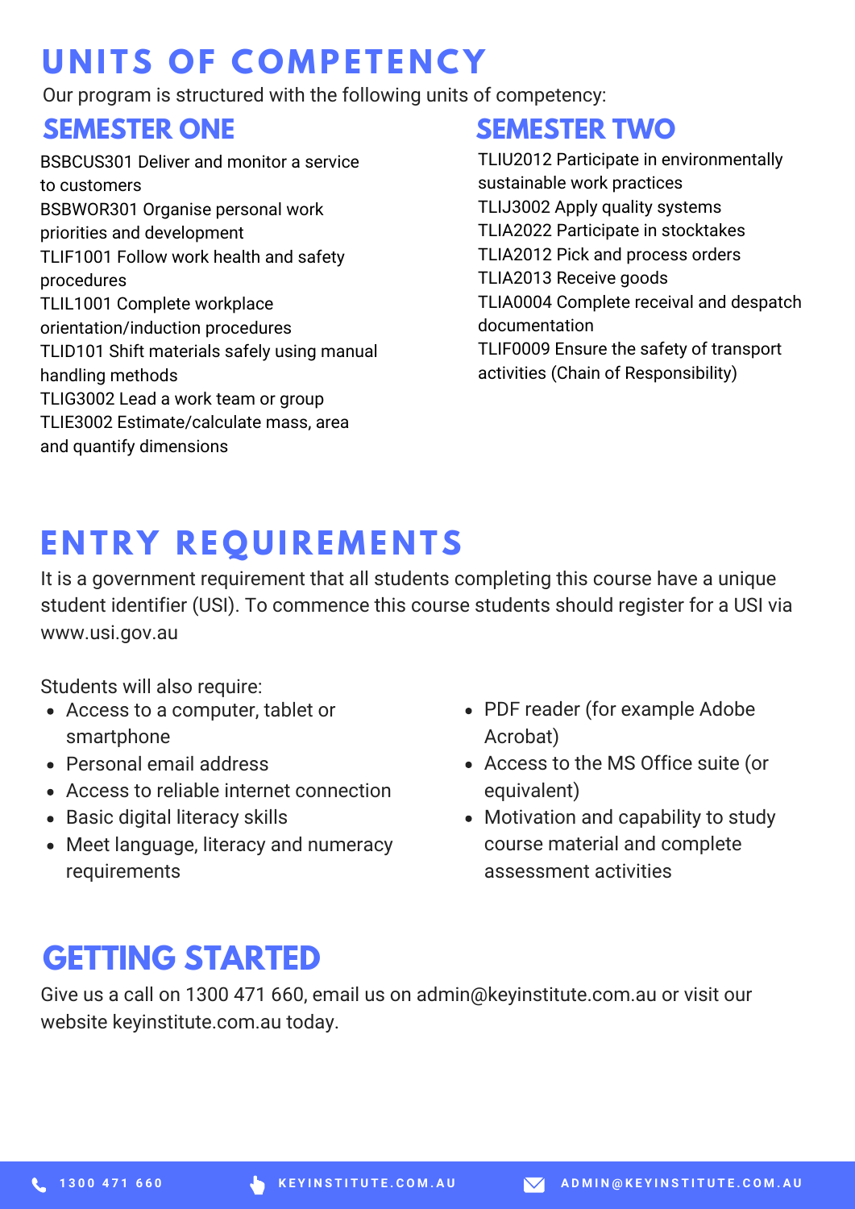# UNITS OF COMPETENCY

Our program is structured with the following units of competency:

## SEMESTER ONE

BSBCUS301 Deliver and monitor a service to customers
BSBWOR301 Organise personal work priorities and development
TLIF1001 Follow work health and safety procedures
TLIL1001 Complete workplace orientation/induction procedures
TLID101 Shift materials safely using manual handling methods
TLIG3002 Lead a work team or group
TLIE3002 Estimate/calculate mass, area and quantify dimensions

## SEMESTER TWO

TLIU2012 Participate in environmentally sustainable work practices
TLIJ3002 Apply quality systems
TLIA2022 Participate in stocktakes
TLIA2012 Pick and process orders
TLIA2013 Receive goods
TLIA0004 Complete receival and despatch documentation
TLIF0009 Ensure the safety of transport activities (Chain of Responsibility)

# ENTRY REQUIREMENTS

It is a government requirement that all students completing this course have a unique student identifier (USI). To commence this course students should register for a USI via www.usi.gov.au

Students will also require:

- Access to a computer, tablet or smartphone
- Personal email address
- Access to reliable internet connection
- Basic digital literacy skills
- Meet language, literacy and numeracy requirements
- PDF reader (for example Adobe Acrobat)
- Access to the MS Office suite (or equivalent)
- Motivation and capability to study course material and complete assessment activities

# GETTING STARTED

Give us a call on 1300 471 660, email us on admin@keyinstitute.com.au or visit our website keyinstitute.com.au today.

1300 471 660 KEYINSTITUTE.COM.AU ADMIN@KEYINSTITUTE.COM.AU